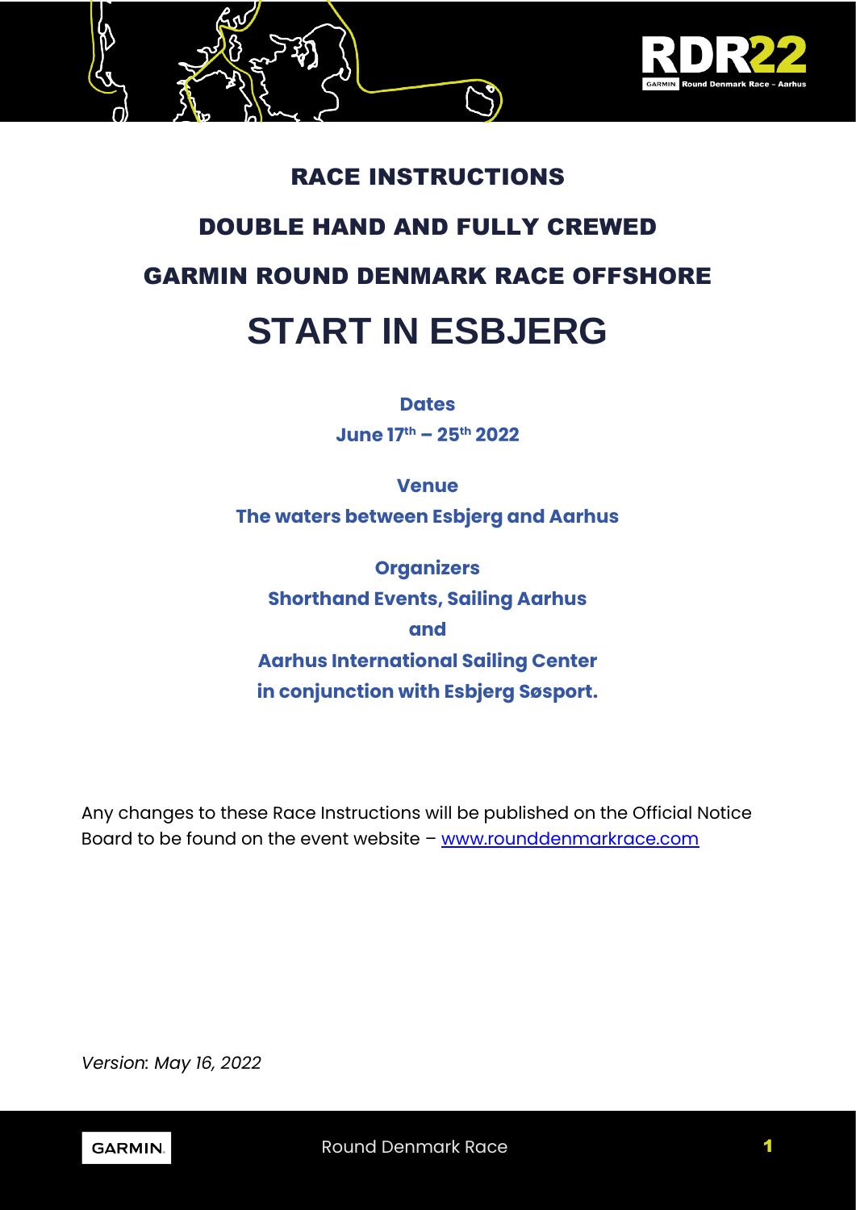# RACE INSTRUCTIONS

# DOUBLE HAND AND FULLY CREWED

# GARMIN ROUND DENMARK RACE OFFSHORE

# START IN ESBJERG

**Dates**

**June 17th – 25th 2022**

**Venue**

**The waters between Esbjerg and Aarhus**

**Organizers**

**Shorthand Events, Sailing Aarhus**

**and**

**Aarhus International Sailing Center**

**in conjunction with Esbjerg Søsport.**

Any changes to these Race Instructions will be published on the Official Notice Board to be found on the event website – [www.rounddenmarkrace.com](www.rounddenmarkrace.com)

*Version: May 16, 2022*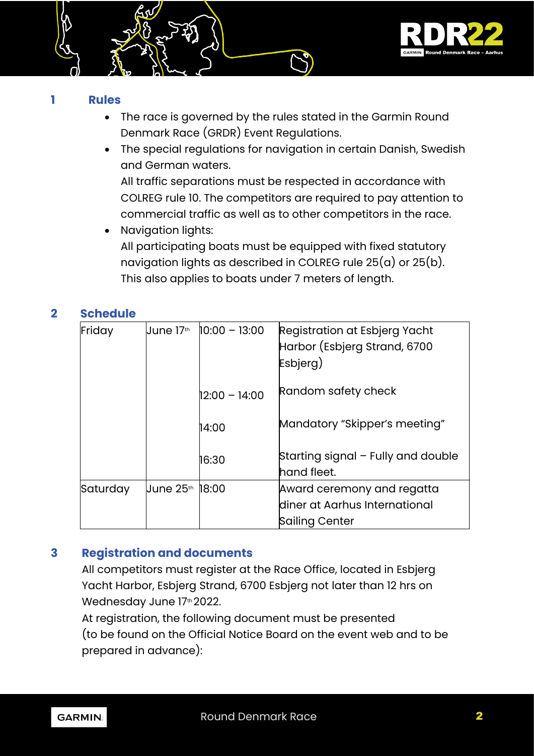## 1 Rules

- The race is governed by the rules stated in the Garmin Round Denmark Race (GRDR) Event Regulations.
- The special regulations for navigation in certain Danish, Swedish and German waters.
  All traffic separations must be respected in accordance with COLREG rule 10. The competitors are required to pay attention to commercial traffic as well as to other competitors in the race.
- Navigation lights:
  All participating boats must be equipped with fixed statutory navigation lights as described in COLREG rule 25(a) or 25(b). This also applies to boats under 7 meters of length.

## 2 Schedule

| | | | |
|---|---|---|---|
| Friday | June 17th | 10:00 – 13:00 | Registration at Esbjerg Yacht Harbor (Esbjerg Strand, 6700 Esbjerg) |
| | | 12:00 – 14:00 | Random safety check |
| | | 14:00 | Mandatory "Skipper's meeting" |
| | | 16:30 | Starting signal – Fully and double hand fleet. |
| Saturday | June 25th | 18:00 | Award ceremony and regatta diner at Aarhus International Sailing Center |

## 3 Registration and documents

All competitors must register at the Race Office, located in Esbjerg Yacht Harbor, Esbjerg Strand, 6700 Esbjerg not later than 12 hrs on Wednesday June 17th 2022.

At registration, the following document must be presented (to be found on the Official Notice Board on the event web and to be prepared in advance):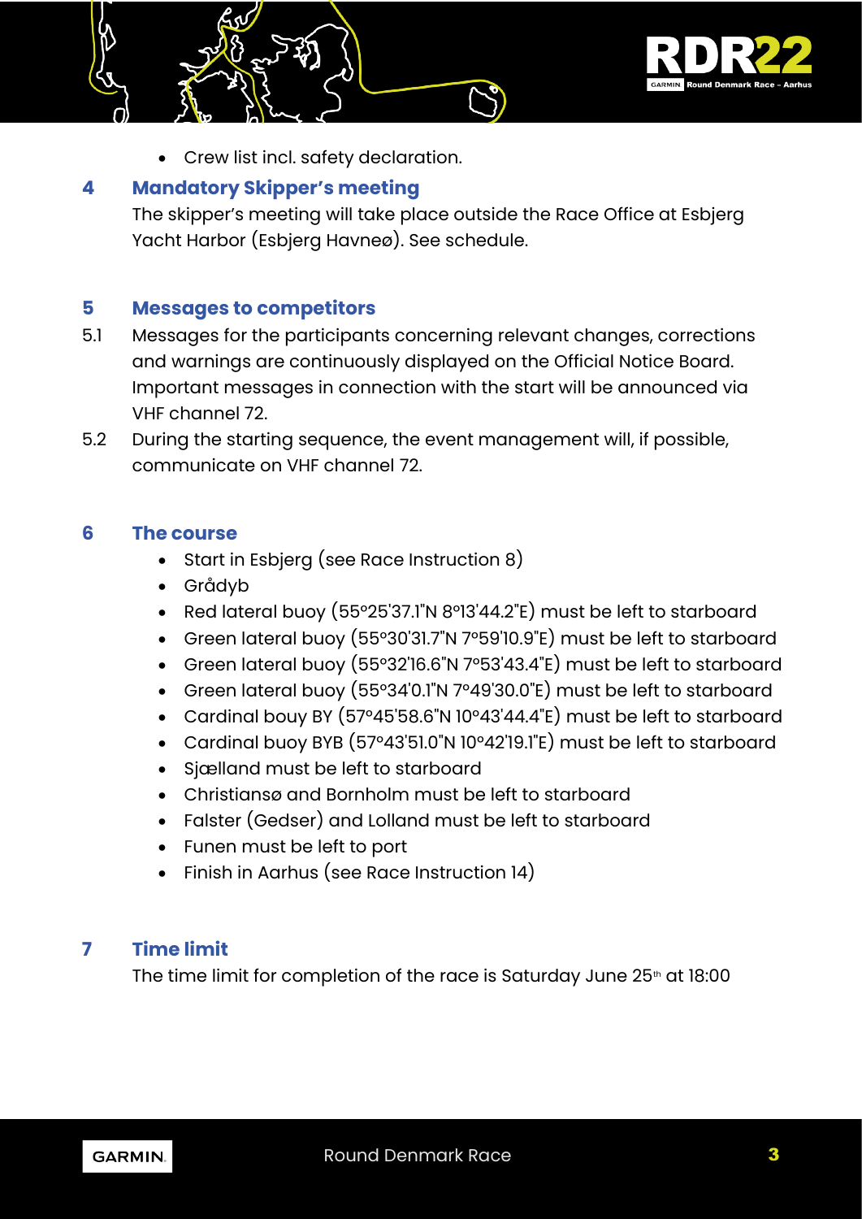- Crew list incl. safety declaration.

## 4 Mandatory Skipper's meeting

The skipper's meeting will take place outside the Race Office at Esbjerg Yacht Harbor (Esbjerg Havneø). See schedule.

## 5 Messages to competitors

5.1 Messages for the participants concerning relevant changes, corrections and warnings are continuously displayed on the Official Notice Board. Important messages in connection with the start will be announced via VHF channel 72.

5.2 During the starting sequence, the event management will, if possible, communicate on VHF channel 72.

## 6 The course

- Start in Esbjerg (see Race Instruction 8)
- Grådyb
- Red lateral buoy (55°25'37.1"N 8°13'44.2"E) must be left to starboard
- Green lateral buoy (55°30'31.7"N 7°59'10.9"E) must be left to starboard
- Green lateral buoy (55°32'16.6"N 7°53'43.4"E) must be left to starboard
- Green lateral buoy (55°34'0.1"N 7°49'30.0"E) must be left to starboard
- Cardinal bouy BY (57°45'58.6"N 10°43'44.4"E) must be left to starboard
- Cardinal buoy BYB (57°43'51.0"N 10°42'19.1"E) must be left to starboard
- Sjælland must be left to starboard
- Christiansø and Bornholm must be left to starboard
- Falster (Gedser) and Lolland must be left to starboard
- Funen must be left to port
- Finish in Aarhus (see Race Instruction 14)

## 7 Time limit

The time limit for completion of the race is Saturday June 25th at 18:00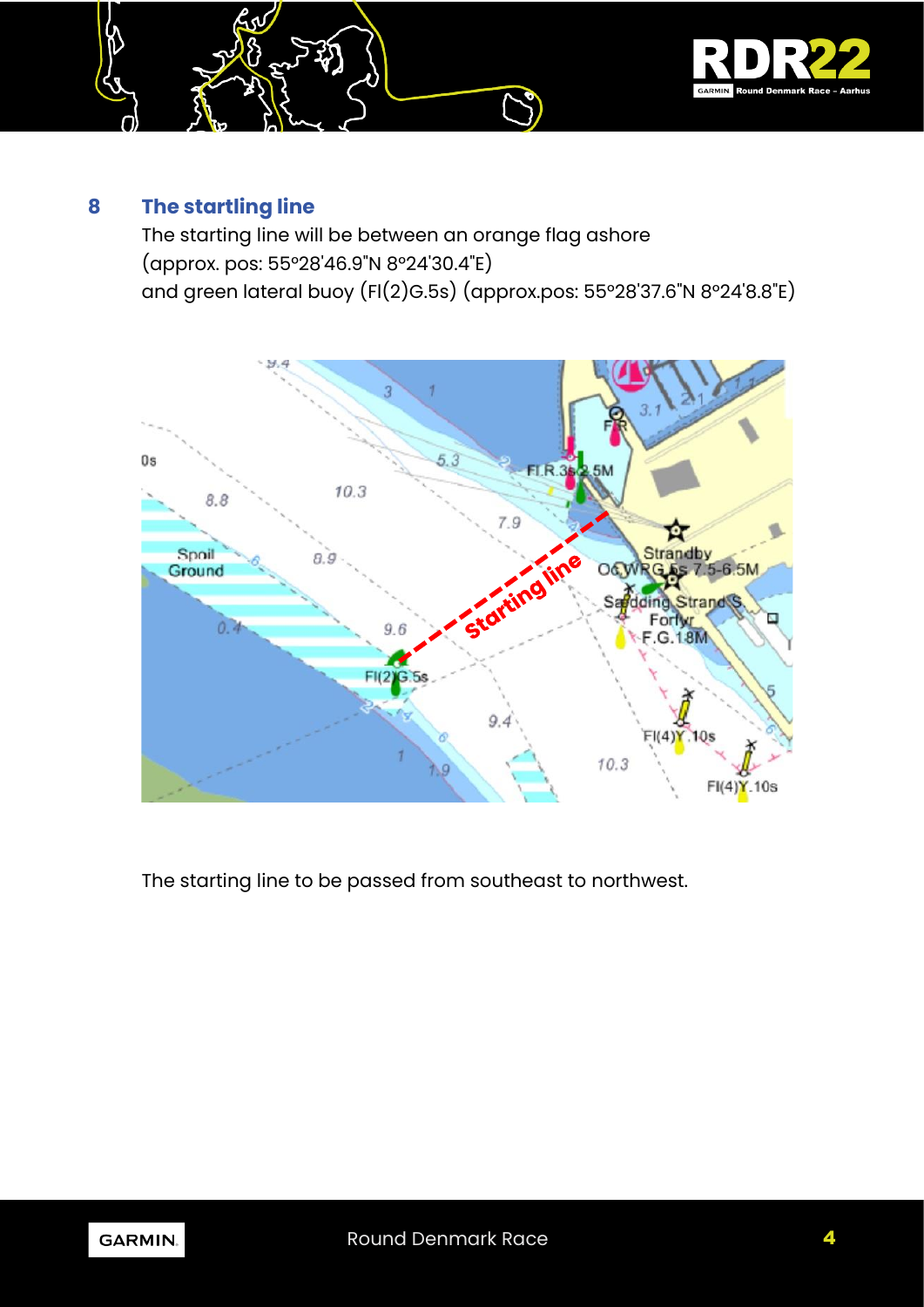## 8 The startling line

The starting line will be between an orange flag ashore (approx. pos: 55°28'46.9"N 8°24'30.4"E) and green lateral buoy (Fl(2)G.5s) (approx.pos: 55°28'37.6"N 8°24'8.8"E)

The starting line to be passed from southeast to northwest.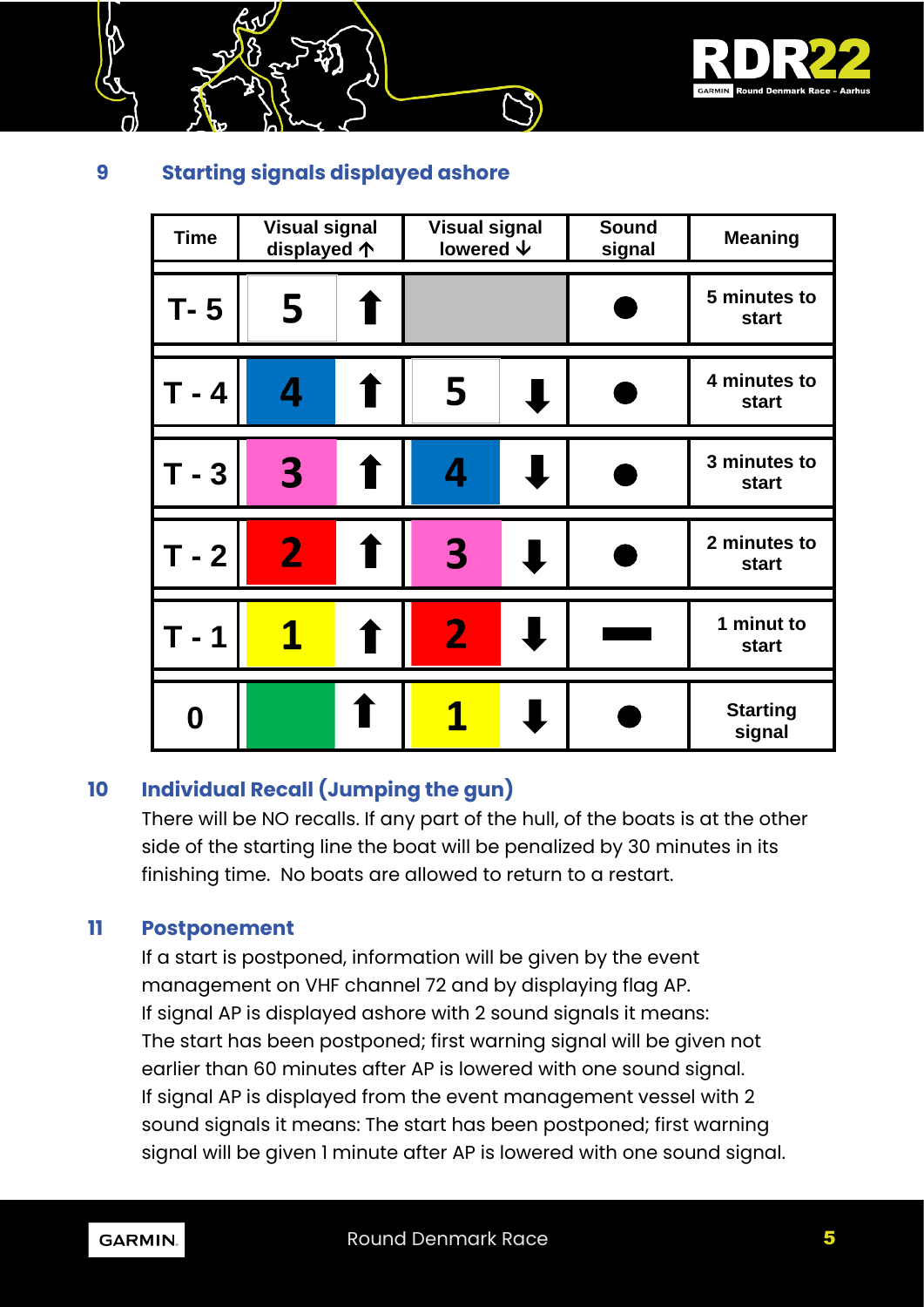## 9 Starting signals displayed ashore

| Time | Visual signal displayed ↑ | Visual signal lowered ↓ | Sound signal | Meaning |
|---|---|---|---|---|
| T- 5 | 5 ↑ | | ● | 5 minutes to start |
| T - 4 | 4 ↑ | 5 ↓ | ● | 4 minutes to start |
| T - 3 | 3 ↑ | 4 ↓ | ● | 3 minutes to start |
| T - 2 | 2 ↑ | 3 ↓ | ● | 2 minutes to start |
| T - 1 | 1 ↑ | 2 ↓ | ▬ | 1 minut to start |
| 0 | ↑ | 1 ↓ | ● | Starting signal |

## 10 Individual Recall (Jumping the gun)

There will be NO recalls. If any part of the hull, of the boats is at the other side of the starting line the boat will be penalized by 30 minutes in its finishing time. No boats are allowed to return to a restart.

## 11 Postponement

If a start is postponed, information will be given by the event management on VHF channel 72 and by displaying flag AP.
If signal AP is displayed ashore with 2 sound signals it means:
The start has been postponed; first warning signal will be given not earlier than 60 minutes after AP is lowered with one sound signal.
If signal AP is displayed from the event management vessel with 2 sound signals it means: The start has been postponed; first warning signal will be given 1 minute after AP is lowered with one sound signal.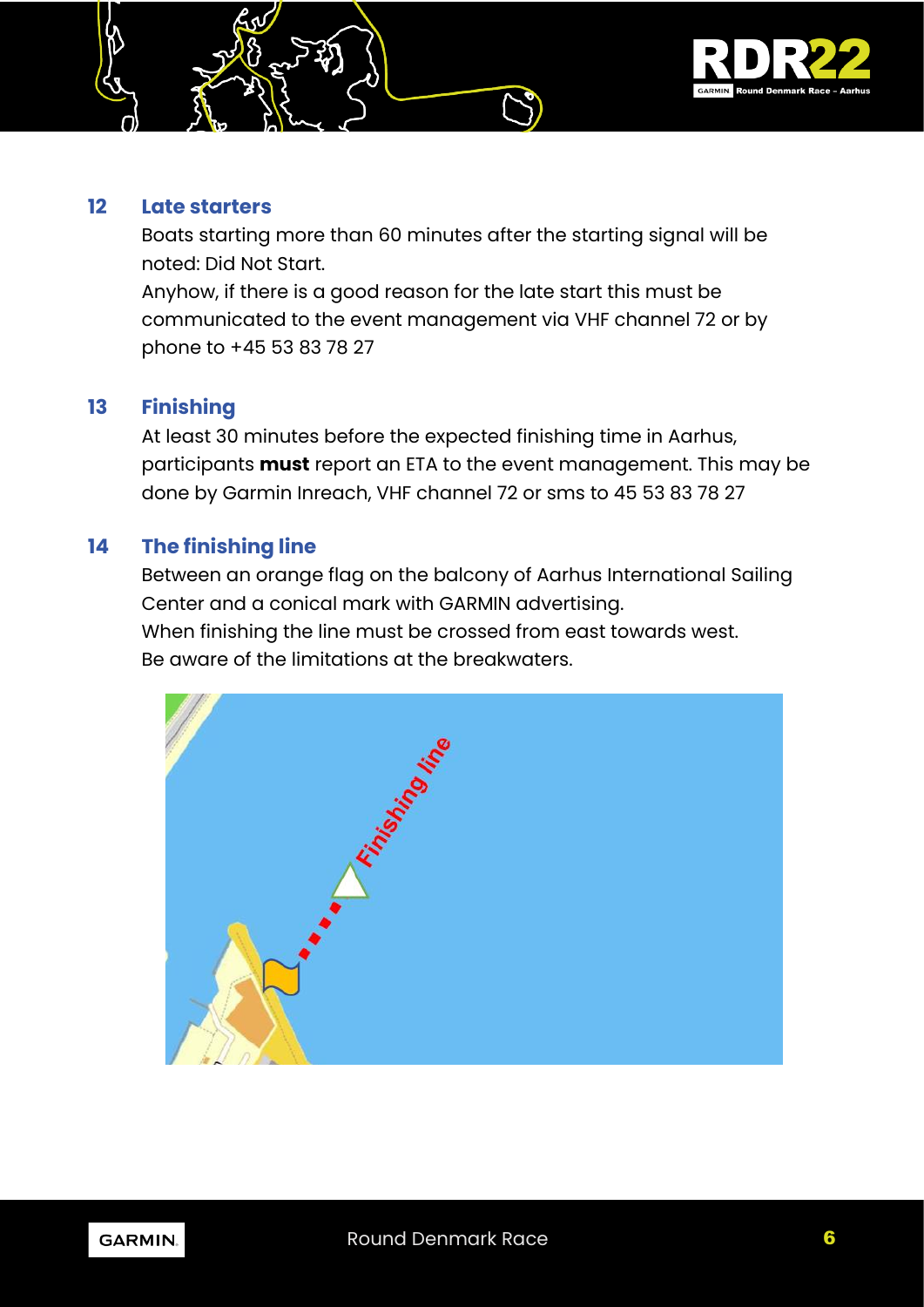## 12 Late starters

Boats starting more than 60 minutes after the starting signal will be noted: Did Not Start.
Anyhow, if there is a good reason for the late start this must be communicated to the event management via VHF channel 72 or by phone to +45 53 83 78 27

## 13 Finishing

At least 30 minutes before the expected finishing time in Aarhus, participants **must** report an ETA to the event management. This may be done by Garmin Inreach, VHF channel 72 or sms to 45 53 83 78 27

## 14 The finishing line

Between an orange flag on the balcony of Aarhus International Sailing Center and a conical mark with GARMIN advertising.
When finishing the line must be crossed from east towards west.
Be aware of the limitations at the breakwaters.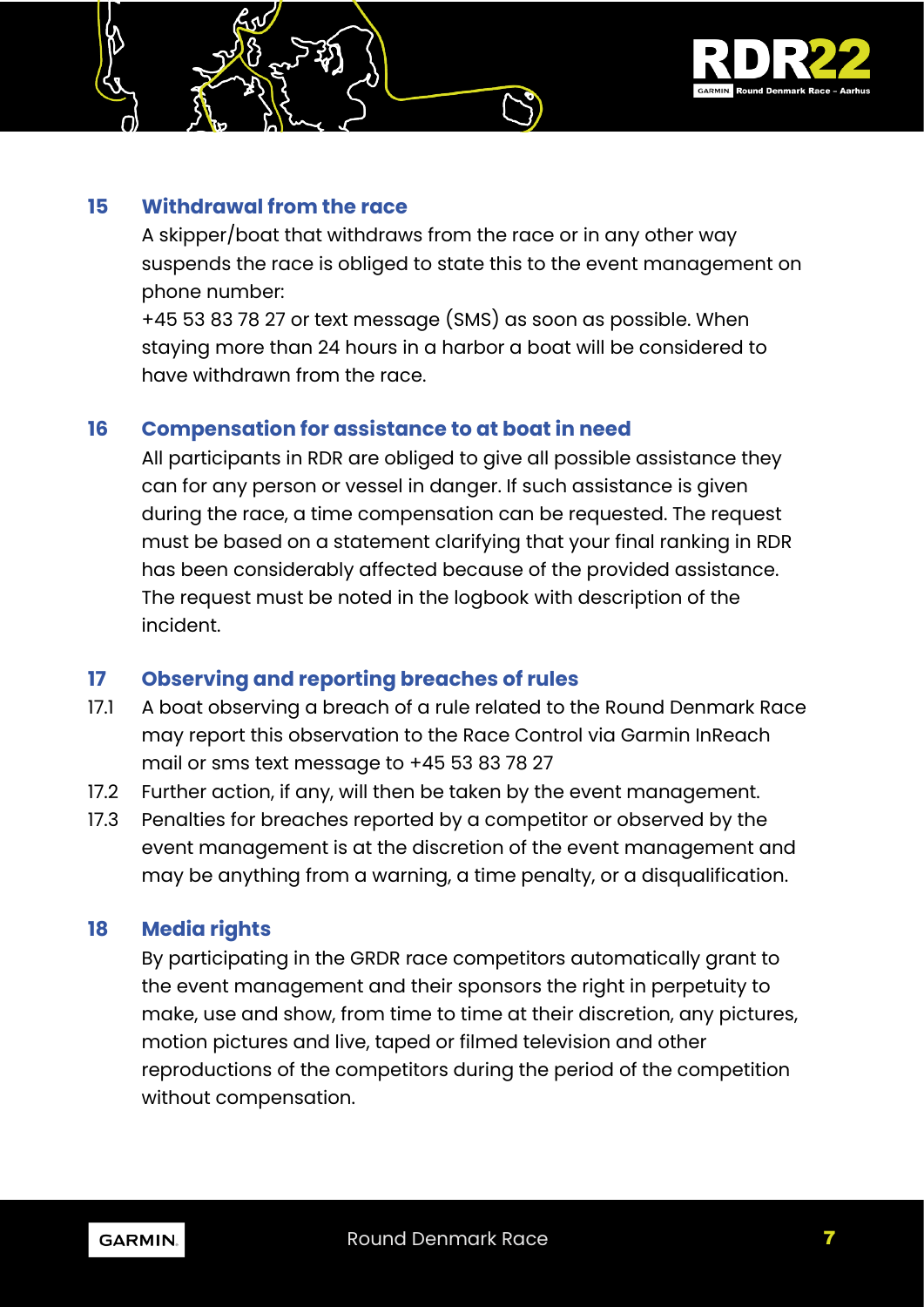## 15 Withdrawal from the race

A skipper/boat that withdraws from the race or in any other way suspends the race is obliged to state this to the event management on phone number:
+45 53 83 78 27 or text message (SMS) as soon as possible. When staying more than 24 hours in a harbor a boat will be considered to have withdrawn from the race.

## 16 Compensation for assistance to at boat in need

All participants in RDR are obliged to give all possible assistance they can for any person or vessel in danger. If such assistance is given during the race, a time compensation can be requested. The request must be based on a statement clarifying that your final ranking in RDR has been considerably affected because of the provided assistance. The request must be noted in the logbook with description of the incident.

## 17 Observing and reporting breaches of rules

17.1 A boat observing a breach of a rule related to the Round Denmark Race may report this observation to the Race Control via Garmin InReach mail or sms text message to +45 53 83 78 27

17.2 Further action, if any, will then be taken by the event management.

17.3 Penalties for breaches reported by a competitor or observed by the event management is at the discretion of the event management and may be anything from a warning, a time penalty, or a disqualification.

## 18 Media rights

By participating in the GRDR race competitors automatically grant to the event management and their sponsors the right in perpetuity to make, use and show, from time to time at their discretion, any pictures, motion pictures and live, taped or filmed television and other reproductions of the competitors during the period of the competition without compensation.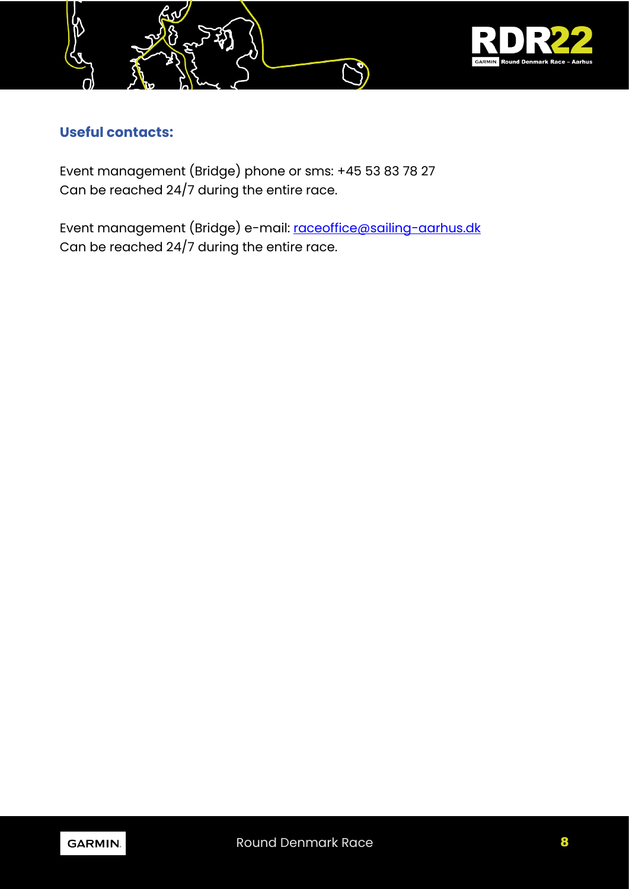**Useful contacts:**

Event management (Bridge) phone or sms: +45 53 83 78 27
Can be reached 24/7 during the entire race.

Event management (Bridge) e-mail: raceoffice@sailing-aarhus.dk
Can be reached 24/7 during the entire race.